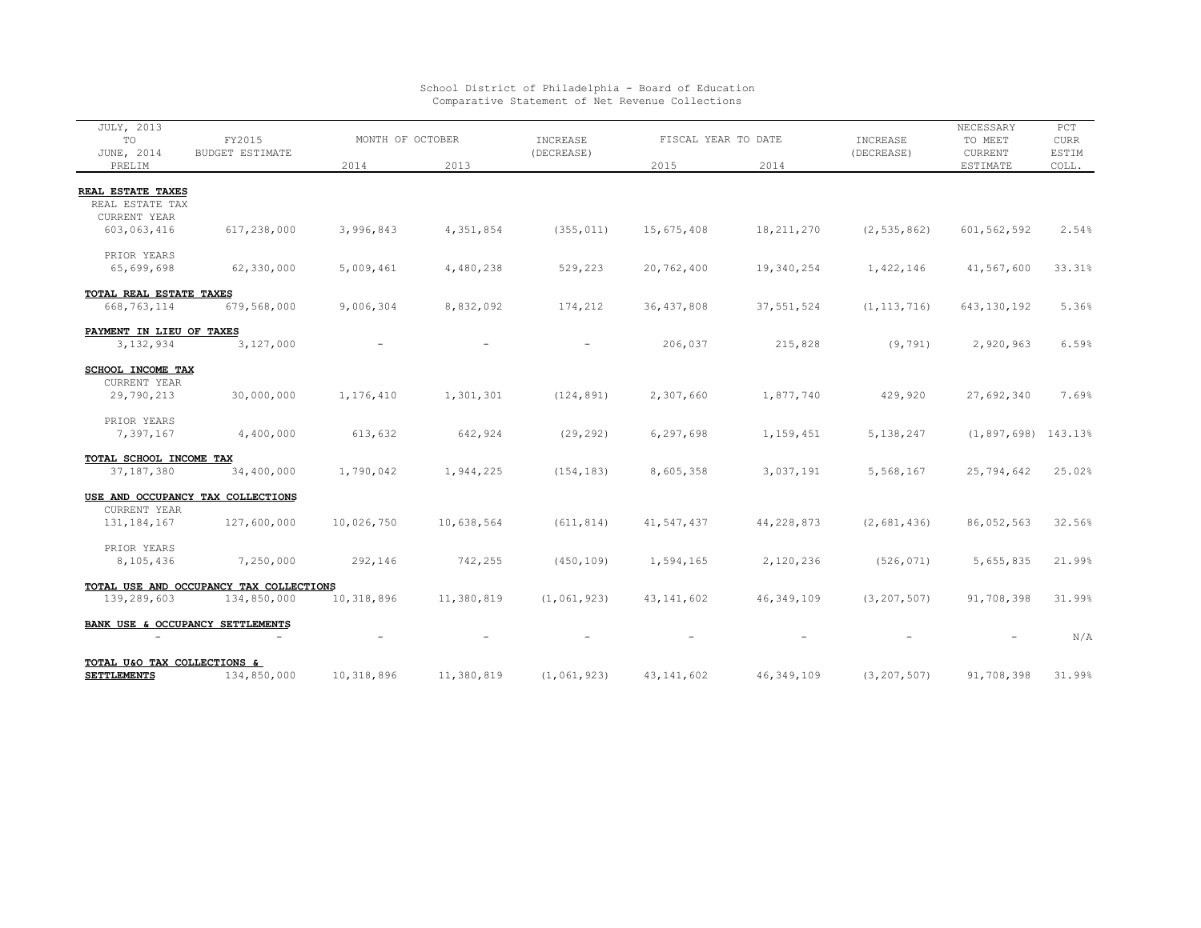School District of Philadelphia - Board of Education
Comparative Statement of Net Revenue Collections

| JULY, 2013 TO JUNE, 2014 PRELIM | FY2015 BUDGET ESTIMATE | MONTH OF OCTOBER | | INCREASE (DECREASE) | FISCAL YEAR TO DATE | | INCREASE (DECREASE) | NECESSARY TO MEET CURRENT ESTIMATE | PCT CURR ESTIM COLL. |
|---|---|---|---|---|---|---|---|---|---|
| | | 2014 | 2013 | | 2015 | 2014 | | | |
| **REAL ESTATE TAXES** | | | | | | | | | |
| REAL ESTATE TAX CURRENT YEAR | | | | | | | | | |
| 603,063,416 | 617,238,000 | 3,996,843 | 4,351,854 | (355,011) | 15,675,408 | 18,211,270 | (2,535,862) | 601,562,592 | 2.54% |
| PRIOR YEARS | | | | | | | | | |
| 65,699,698 | 62,330,000 | 5,009,461 | 4,480,238 | 529,223 | 20,762,400 | 19,340,254 | 1,422,146 | 41,567,600 | 33.31% |
| **TOTAL REAL ESTATE TAXES** | | | | | | | | | |
| 668,763,114 | 679,568,000 | 9,006,304 | 8,832,092 | 174,212 | 36,437,808 | 37,551,524 | (1,113,716) | 643,130,192 | 5.36% |
| **PAYMENT IN LIEU OF TAXES** | | | | | | | | | |
| 3,132,934 | 3,127,000 | - | - | - | 206,037 | 215,828 | (9,791) | 2,920,963 | 6.59% |
| **SCHOOL INCOME TAX** | | | | | | | | | |
| CURRENT YEAR | | | | | | | | | |
| 29,790,213 | 30,000,000 | 1,176,410 | 1,301,301 | (124,891) | 2,307,660 | 1,877,740 | 429,920 | 27,692,340 | 7.69% |
| PRIOR YEARS | | | | | | | | | |
| 7,397,167 | 4,400,000 | 613,632 | 642,924 | (29,292) | 6,297,698 | 1,159,451 | 5,138,247 | (1,897,698) | 143.13% |
| **TOTAL SCHOOL INCOME TAX** | | | | | | | | | |
| 37,187,380 | 34,400,000 | 1,790,042 | 1,944,225 | (154,183) | 8,605,358 | 3,037,191 | 5,568,167 | 25,794,642 | 25.02% |
| **USE AND OCCUPANCY TAX COLLECTIONS** | | | | | | | | | |
| CURRENT YEAR | | | | | | | | | |
| 131,184,167 | 127,600,000 | 10,026,750 | 10,638,564 | (611,814) | 41,547,437 | 44,228,873 | (2,681,436) | 86,052,563 | 32.56% |
| PRIOR YEARS | | | | | | | | | |
| 8,105,436 | 7,250,000 | 292,146 | 742,255 | (450,109) | 1,594,165 | 2,120,236 | (526,071) | 5,655,835 | 21.99% |
| **TOTAL USE AND OCCUPANCY TAX COLLECTIONS** | | | | | | | | | |
| 139,289,603 | 134,850,000 | 10,318,896 | 11,380,819 | (1,061,923) | 43,141,602 | 46,349,109 | (3,207,507) | 91,708,398 | 31.99% |
| **BANK USE & OCCUPANCY SETTLEMENTS** | | | | | | | | | |
| - | - | - | - | - | - | - | - | - | N/A |
| **TOTAL U&O TAX COLLECTIONS & SETTLEMENTS** | 134,850,000 | 10,318,896 | 11,380,819 | (1,061,923) | 43,141,602 | 46,349,109 | (3,207,507) | 91,708,398 | 31.99% |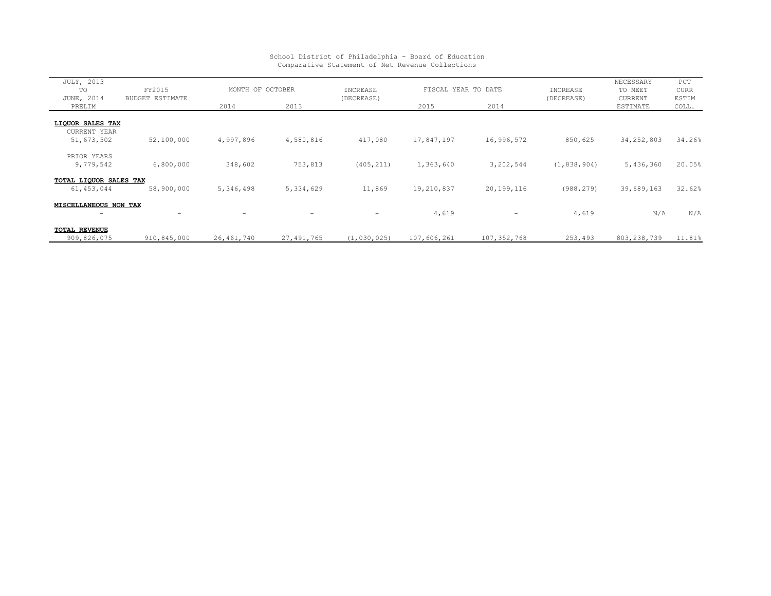School District of Philadelphia - Board of Education
Comparative Statement of Net Revenue Collections

| JULY, 2013 TO JUNE, 2014 PRELIM | FY2015 BUDGET ESTIMATE | MONTH OF OCTOBER | | INCREASE (DECREASE) | FISCAL YEAR TO DATE | | INCREASE (DECREASE) | NECESSARY TO MEET CURRENT ESTIMATE | PCT CURR ESTIM COLL. |
|---|---|---|---|---|---|---|---|---|---|
| | | 2014 | 2013 | | 2015 | 2014 | | | |
| **LIQUOR SALES TAX** | | | | | | | | | |
| CURRENT YEAR | | | | | | | | | |
| 51,673,502 | 52,100,000 | 4,997,896 | 4,580,816 | 417,080 | 17,847,197 | 16,996,572 | 850,625 | 34,252,803 | 34.26% |
| PRIOR YEARS | | | | | | | | | |
| 9,779,542 | 6,800,000 | 348,602 | 753,813 | (405,211) | 1,363,640 | 3,202,544 | (1,838,904) | 5,436,360 | 20.05% |
| **TOTAL LIQUOR SALES TAX** | | | | | | | | | |
| 61,453,044 | 58,900,000 | 5,346,498 | 5,334,629 | 11,869 | 19,210,837 | 20,199,116 | (988,279) | 39,689,163 | 32.62% |
| **MISCELLANEOUS NON TAX** | | | | | | | | | |
| - | - | - | - | - | 4,619 | - | 4,619 | N/A | N/A |
| **TOTAL REVENUE** | | | | | | | | | |
| 909,826,075 | 910,845,000 | 26,461,740 | 27,491,765 | (1,030,025) | 107,606,261 | 107,352,768 | 253,493 | 803,238,739 | 11.81% |